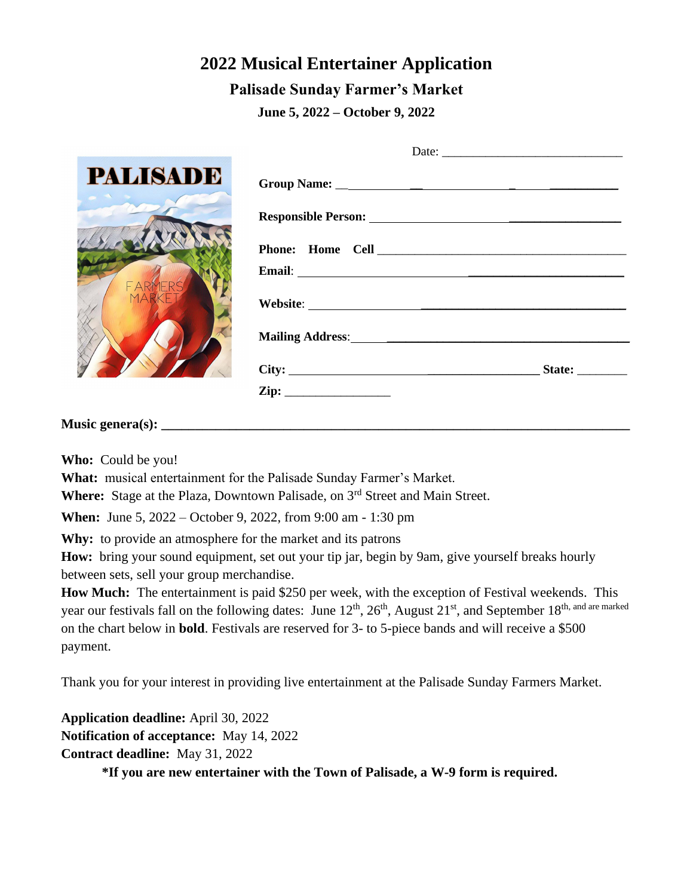# 2022 Musical Entertainer Application

## Palisade Sunday Farmer's Market

### June 5, 2022 – October 9, 2022

Date: ____________________________

**Group Name:** ____________________________

**Responsible Person:** ____________________________

**Phone: Home Cell** ____________________________

**Email**: ____________________________

**Website**: ____________________________

**Mailing Address**: ____________________________

**City:** ____________________________ **State:** ________

**Zip:** _________________

**Music genera(s): ____________________________**

**Who:** Could be you!

**What:** musical entertainment for the Palisade Sunday Farmer's Market.

**Where:** Stage at the Plaza, Downtown Palisade, on 3rd Street and Main Street.

**When:** June 5, 2022 – October 9, 2022, from 9:00 am - 1:30 pm

**Why:** to provide an atmosphere for the market and its patrons

**How:** bring your sound equipment, set out your tip jar, begin by 9am, give yourself breaks hourly between sets, sell your group merchandise.

**How Much:** The entertainment is paid $250 per week, with the exception of Festival weekends. This year our festivals fall on the following dates: June 12th, 26th, August 21st, and September 18th, and are marked on the chart below in **bold**. Festivals are reserved for 3- to 5-piece bands and will receive a $500 payment.

Thank you for your interest in providing live entertainment at the Palisade Sunday Farmers Market.

**Application deadline:** April 30, 2022
**Notification of acceptance:** May 14, 2022
**Contract deadline:** May 31, 2022

**\*If you are new entertainer with the Town of Palisade, a W-9 form is required.**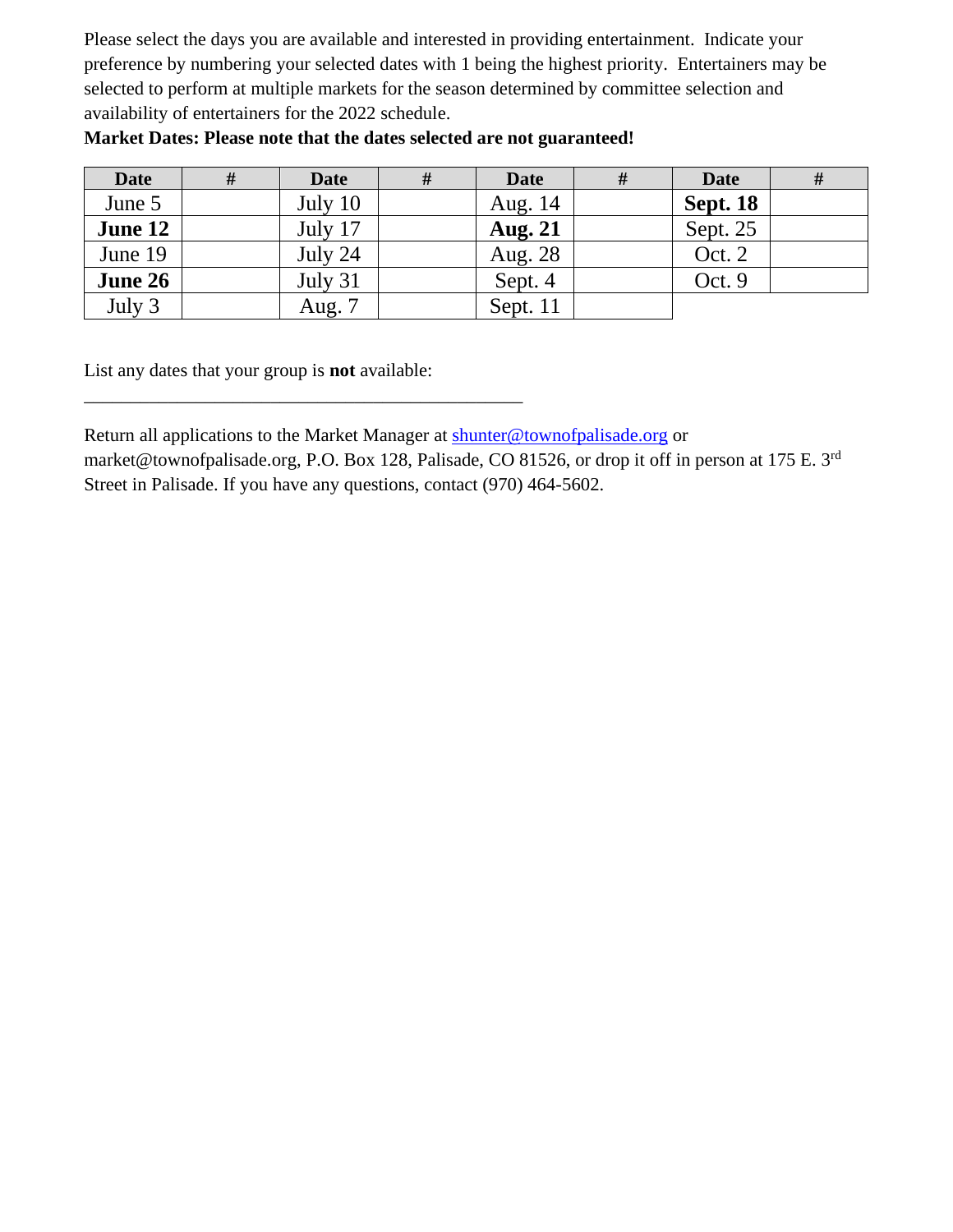Please select the days you are available and interested in providing entertainment. Indicate your preference by numbering your selected dates with 1 being the highest priority. Entertainers may be selected to perform at multiple markets for the season determined by committee selection and availability of entertainers for the 2022 schedule.

**Market Dates: Please note that the dates selected are not guaranteed!**

| Date | # | Date | # | Date | # | Date | # |
|---|---|---|---|---|---|---|---|
| June 5 | | July 10 | | Aug. 14 | | **Sept. 18** | |
| **June 12** | | July 17 | | **Aug. 21** | | Sept. 25 | |
| June 19 | | July 24 | | Aug. 28 | | Oct. 2 | |
| **June 26** | | July 31 | | Sept. 4 | | Oct. 9 | |
| July 3 | | Aug. 7 | | Sept. 11 | | | |

List any dates that your group is **not** available:

_______________________________________________

Return all applications to the Market Manager at shunter@townofpalisade.org or market@townofpalisade.org, P.O. Box 128, Palisade, CO 81526, or drop it off in person at 175 E. 3rd Street in Palisade. If you have any questions, contact (970) 464-5602.